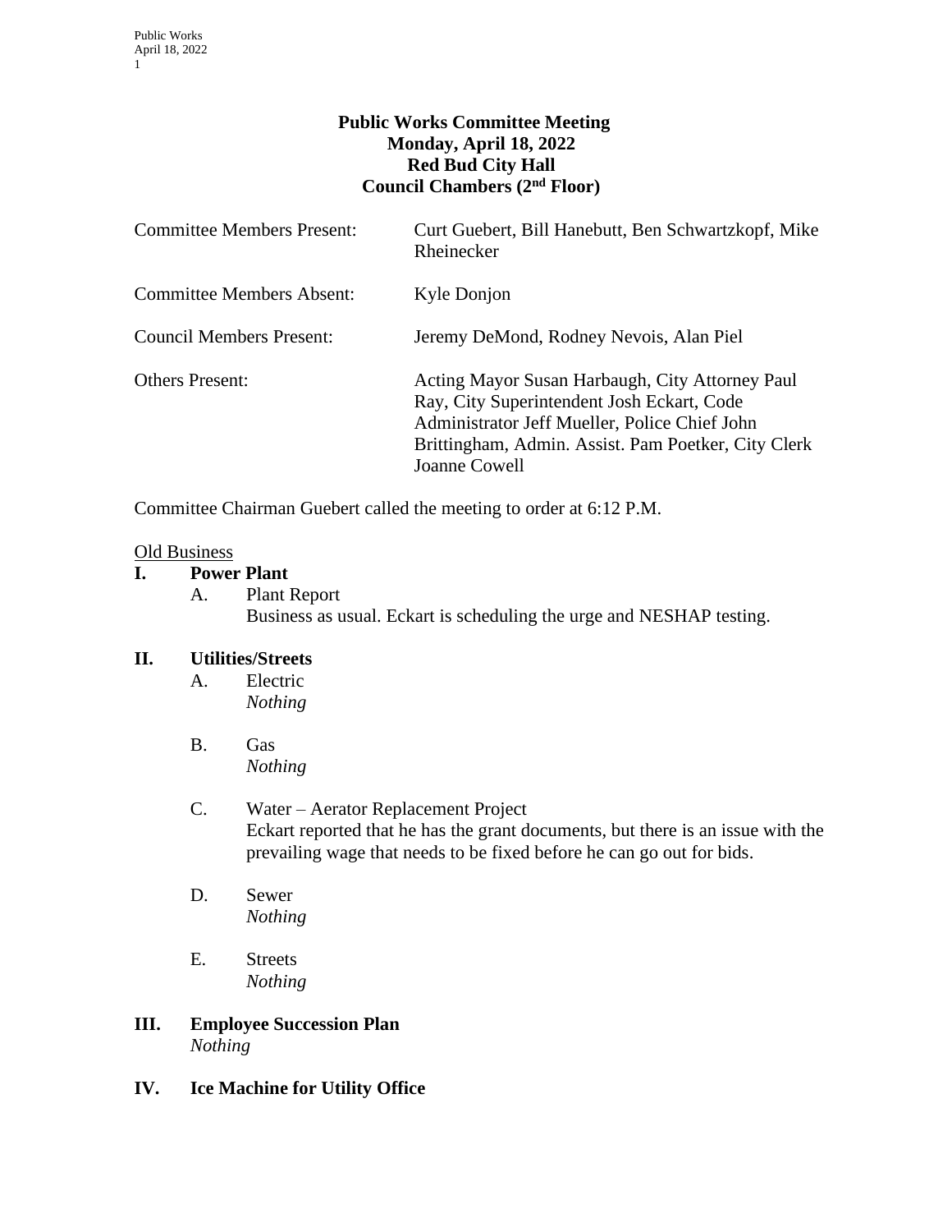**Public Works Committee Meeting**
**Monday, April 18, 2022**
**Red Bud City Hall**
**Council Chambers (2nd Floor)**

| | |
|---|---|
| Committee Members Present: | Curt Guebert, Bill Hanebutt, Ben Schwartzkopf, Mike Rheinecker |
| Committee Members Absent: | Kyle Donjon |
| Council Members Present: | Jeremy DeMond, Rodney Nevois, Alan Piel |
| Others Present: | Acting Mayor Susan Harbaugh, City Attorney Paul Ray, City Superintendent Josh Eckart, Code Administrator Jeff Mueller, Police Chief John Brittingham, Admin. Assist. Pam Poetker, City Clerk Joanne Cowell |

Committee Chairman Guebert called the meeting to order at 6:12 P.M.

<u>Old Business</u>

**I. Power Plant**

A. Plant Report
Business as usual. Eckart is scheduling the urge and NESHAP testing.

**II. Utilities/Streets**

A. Electric
*Nothing*

B. Gas
*Nothing*

C. Water – Aerator Replacement Project
Eckart reported that he has the grant documents, but there is an issue with the prevailing wage that needs to be fixed before he can go out for bids.

D. Sewer
*Nothing*

E. Streets
*Nothing*

**III. Employee Succession Plan**
*Nothing*

**IV. Ice Machine for Utility Office**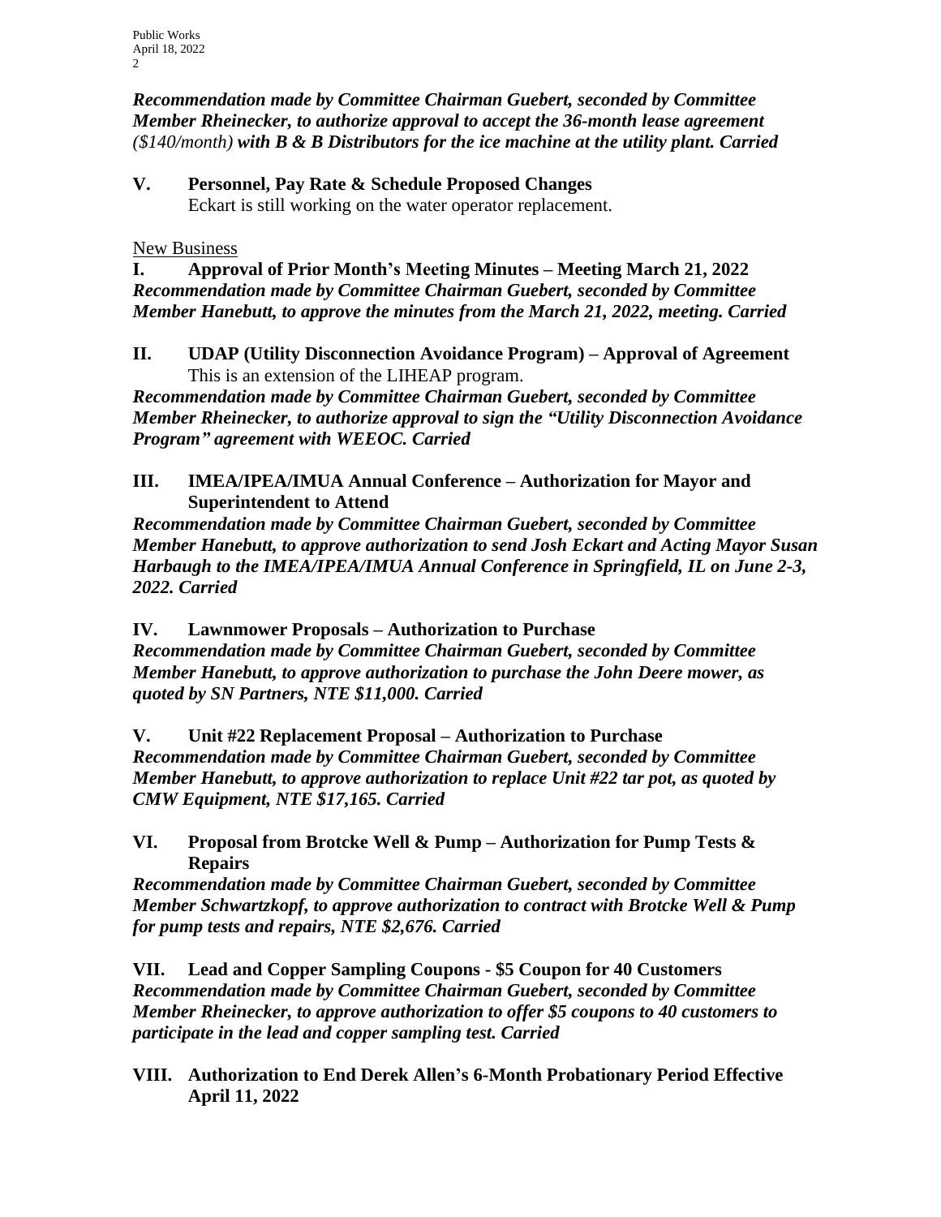***Recommendation made by Committee Chairman Guebert, seconded by Committee Member Rheinecker, to authorize approval to accept the 36-month lease agreement*** *($140/month)* ***with B & B Distributors for the ice machine at the utility plant. Carried***

**V. Personnel, Pay Rate & Schedule Proposed Changes**

Eckart is still working on the water operator replacement.

New Business

**I. Approval of Prior Month's Meeting Minutes – Meeting March 21, 2022**

***Recommendation made by Committee Chairman Guebert, seconded by Committee Member Hanebutt, to approve the minutes from the March 21, 2022, meeting. Carried***

**II. UDAP (Utility Disconnection Avoidance Program) – Approval of Agreement**

This is an extension of the LIHEAP program.

***Recommendation made by Committee Chairman Guebert, seconded by Committee Member Rheinecker, to authorize approval to sign the "Utility Disconnection Avoidance Program" agreement with WEEOC. Carried***

**III. IMEA/IPEA/IMUA Annual Conference – Authorization for Mayor and Superintendent to Attend**

***Recommendation made by Committee Chairman Guebert, seconded by Committee Member Hanebutt, to approve authorization to send Josh Eckart and Acting Mayor Susan Harbaugh to the IMEA/IPEA/IMUA Annual Conference in Springfield, IL on June 2-3, 2022. Carried***

**IV. Lawnmower Proposals – Authorization to Purchase**

***Recommendation made by Committee Chairman Guebert, seconded by Committee Member Hanebutt, to approve authorization to purchase the John Deere mower, as quoted by SN Partners, NTE $11,000. Carried***

**V. Unit #22 Replacement Proposal – Authorization to Purchase**

***Recommendation made by Committee Chairman Guebert, seconded by Committee Member Hanebutt, to approve authorization to replace Unit #22 tar pot, as quoted by CMW Equipment, NTE $17,165. Carried***

**VI. Proposal from Brotcke Well & Pump – Authorization for Pump Tests & Repairs**

***Recommendation made by Committee Chairman Guebert, seconded by Committee Member Schwartzkopf, to approve authorization to contract with Brotcke Well & Pump for pump tests and repairs, NTE $2,676. Carried***

**VII. Lead and Copper Sampling Coupons - $5 Coupon for 40 Customers**

***Recommendation made by Committee Chairman Guebert, seconded by Committee Member Rheinecker, to approve authorization to offer $5 coupons to 40 customers to participate in the lead and copper sampling test. Carried***

**VIII. Authorization to End Derek Allen's 6-Month Probationary Period Effective April 11, 2022**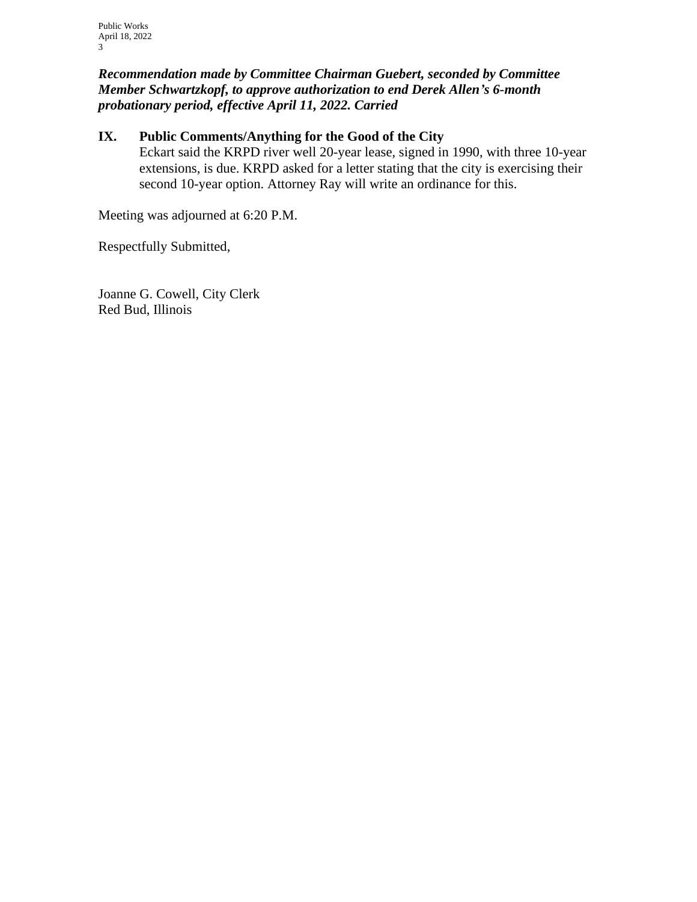***Recommendation made by Committee Chairman Guebert, seconded by Committee Member Schwartzkopf, to approve authorization to end Derek Allen's 6-month probationary period, effective April 11, 2022. Carried***

## IX. Public Comments/Anything for the Good of the City

Eckart said the KRPD river well 20-year lease, signed in 1990, with three 10-year extensions, is due. KRPD asked for a letter stating that the city is exercising their second 10-year option. Attorney Ray will write an ordinance for this.

Meeting was adjourned at 6:20 P.M.

Respectfully Submitted,

Joanne G. Cowell, City Clerk
Red Bud, Illinois